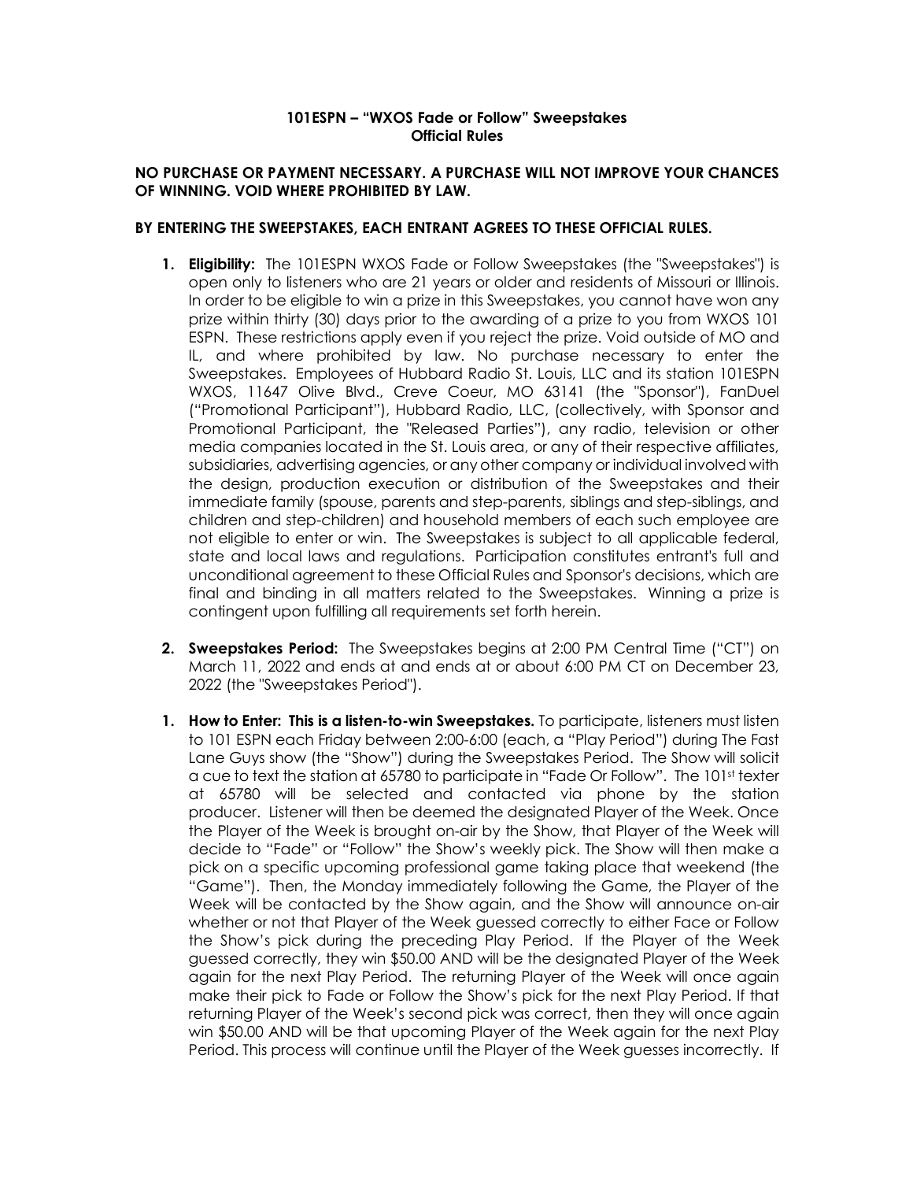**101ESPN – "WXOS Fade or Follow" Sweepstakes**
**Official Rules**

**NO PURCHASE OR PAYMENT NECESSARY. A PURCHASE WILL NOT IMPROVE YOUR CHANCES OF WINNING. VOID WHERE PROHIBITED BY LAW.**

**BY ENTERING THE SWEEPSTAKES, EACH ENTRANT AGREES TO THESE OFFICIAL RULES.**

1. **Eligibility:** The 101ESPN WXOS Fade or Follow Sweepstakes (the "Sweepstakes") is open only to listeners who are 21 years or older and residents of Missouri or Illinois. In order to be eligible to win a prize in this Sweepstakes, you cannot have won any prize within thirty (30) days prior to the awarding of a prize to you from WXOS 101 ESPN. These restrictions apply even if you reject the prize. Void outside of MO and IL, and where prohibited by law. No purchase necessary to enter the Sweepstakes. Employees of Hubbard Radio St. Louis, LLC and its station 101ESPN WXOS, 11647 Olive Blvd., Creve Coeur, MO 63141 (the "Sponsor"), FanDuel ("Promotional Participant"), Hubbard Radio, LLC, (collectively, with Sponsor and Promotional Participant, the "Released Parties"), any radio, television or other media companies located in the St. Louis area, or any of their respective affiliates, subsidiaries, advertising agencies, or any other company or individual involved with the design, production execution or distribution of the Sweepstakes and their immediate family (spouse, parents and step-parents, siblings and step-siblings, and children and step-children) and household members of each such employee are not eligible to enter or win. The Sweepstakes is subject to all applicable federal, state and local laws and regulations. Participation constitutes entrant's full and unconditional agreement to these Official Rules and Sponsor's decisions, which are final and binding in all matters related to the Sweepstakes. Winning a prize is contingent upon fulfilling all requirements set forth herein.

2. **Sweepstakes Period:** The Sweepstakes begins at 2:00 PM Central Time ("CT") on March 11, 2022 and ends at and ends at or about 6:00 PM CT on December 23, 2022 (the "Sweepstakes Period").

1. **How to Enter: This is a listen-to-win Sweepstakes.** To participate, listeners must listen to 101 ESPN each Friday between 2:00-6:00 (each, a "Play Period") during The Fast Lane Guys show (the "Show") during the Sweepstakes Period. The Show will solicit a cue to text the station at 65780 to participate in "Fade Or Follow". The 101st texter at 65780 will be selected and contacted via phone by the station producer. Listener will then be deemed the designated Player of the Week. Once the Player of the Week is brought on-air by the Show, that Player of the Week will decide to "Fade" or "Follow" the Show's weekly pick. The Show will then make a pick on a specific upcoming professional game taking place that weekend (the "Game"). Then, the Monday immediately following the Game, the Player of the Week will be contacted by the Show again, and the Show will announce on-air whether or not that Player of the Week guessed correctly to either Face or Follow the Show's pick during the preceding Play Period. If the Player of the Week guessed correctly, they win $50.00 AND will be the designated Player of the Week again for the next Play Period. The returning Player of the Week will once again make their pick to Fade or Follow the Show's pick for the next Play Period. If that returning Player of the Week's second pick was correct, then they will once again win $50.00 AND will be that upcoming Player of the Week again for the next Play Period. This process will continue until the Player of the Week guesses incorrectly. If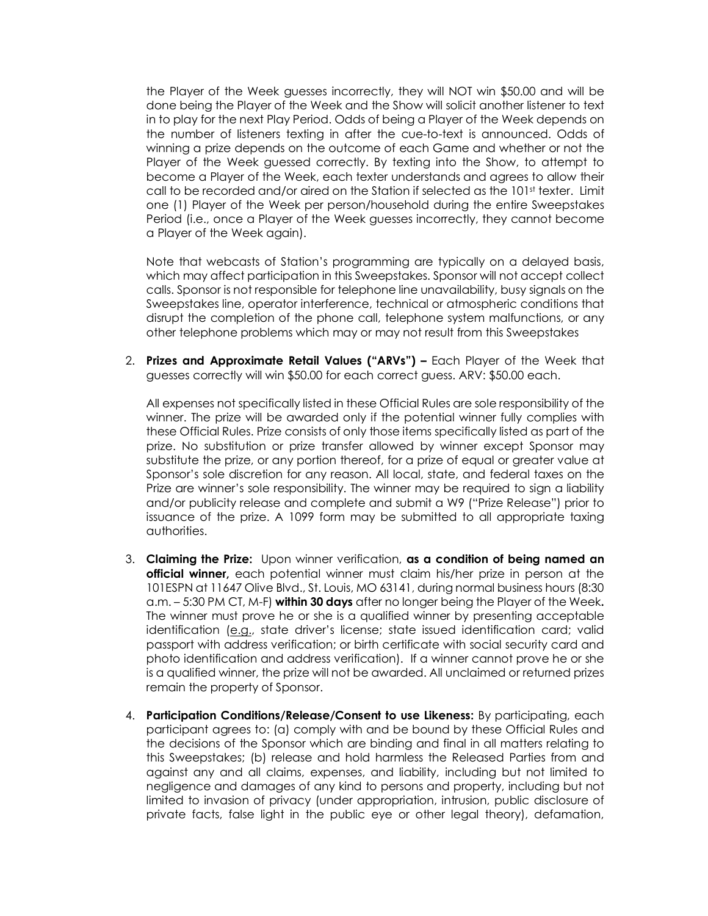the Player of the Week guesses incorrectly, they will NOT win $50.00 and will be done being the Player of the Week and the Show will solicit another listener to text in to play for the next Play Period. Odds of being a Player of the Week depends on the number of listeners texting in after the cue-to-text is announced. Odds of winning a prize depends on the outcome of each Game and whether or not the Player of the Week guessed correctly. By texting into the Show, to attempt to become a Player of the Week, each texter understands and agrees to allow their call to be recorded and/or aired on the Station if selected as the 101st texter. Limit one (1) Player of the Week per person/household during the entire Sweepstakes Period (i.e., once a Player of the Week guesses incorrectly, they cannot become a Player of the Week again).

Note that webcasts of Station's programming are typically on a delayed basis, which may affect participation in this Sweepstakes. Sponsor will not accept collect calls. Sponsor is not responsible for telephone line unavailability, busy signals on the Sweepstakes line, operator interference, technical or atmospheric conditions that disrupt the completion of the phone call, telephone system malfunctions, or any other telephone problems which may or may not result from this Sweepstakes

2. **Prizes and Approximate Retail Values ("ARVs") –** Each Player of the Week that guesses correctly will win $50.00 for each correct guess. ARV: $50.00 each.

   All expenses not specifically listed in these Official Rules are sole responsibility of the winner. The prize will be awarded only if the potential winner fully complies with these Official Rules. Prize consists of only those items specifically listed as part of the prize. No substitution or prize transfer allowed by winner except Sponsor may substitute the prize, or any portion thereof, for a prize of equal or greater value at Sponsor's sole discretion for any reason. All local, state, and federal taxes on the Prize are winner's sole responsibility. The winner may be required to sign a liability and/or publicity release and complete and submit a W9 ("Prize Release") prior to issuance of the prize. A 1099 form may be submitted to all appropriate taxing authorities.

3. **Claiming the Prize:** Upon winner verification, **as a condition of being named an official winner,** each potential winner must claim his/her prize in person at the 101ESPN at 11647 Olive Blvd., St. Louis, MO 63141, during normal business hours (8:30 a.m. – 5:30 PM CT, M-F) **within 30 days** after no longer being the Player of the Week**.** The winner must prove he or she is a qualified winner by presenting acceptable identification (e.g., state driver's license; state issued identification card; valid passport with address verification; or birth certificate with social security card and photo identification and address verification). If a winner cannot prove he or she is a qualified winner, the prize will not be awarded. All unclaimed or returned prizes remain the property of Sponsor.

4. **Participation Conditions/Release/Consent to use Likeness:** By participating, each participant agrees to: (a) comply with and be bound by these Official Rules and the decisions of the Sponsor which are binding and final in all matters relating to this Sweepstakes; (b) release and hold harmless the Released Parties from and against any and all claims, expenses, and liability, including but not limited to negligence and damages of any kind to persons and property, including but not limited to invasion of privacy (under appropriation, intrusion, public disclosure of private facts, false light in the public eye or other legal theory), defamation,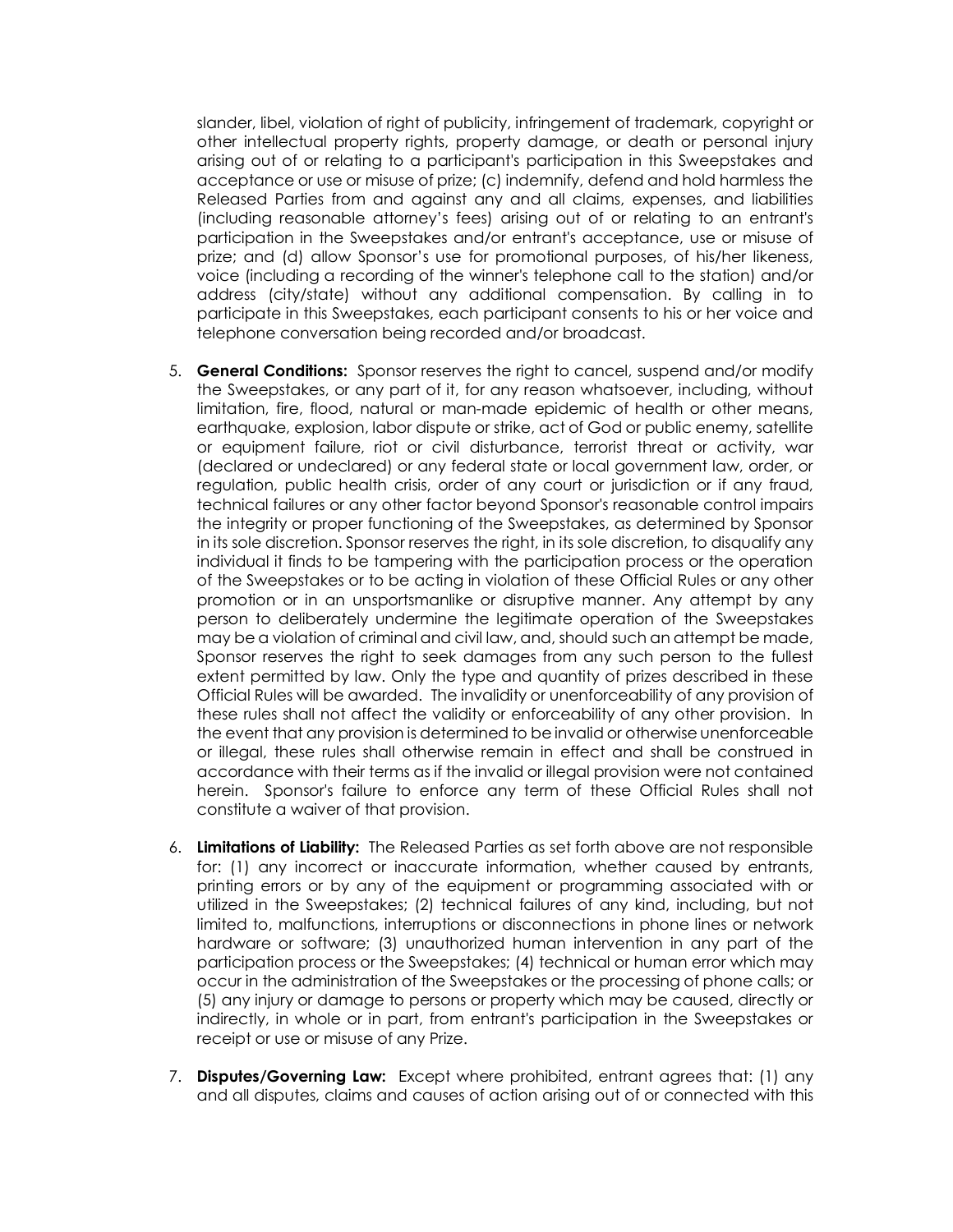slander, libel, violation of right of publicity, infringement of trademark, copyright or other intellectual property rights, property damage, or death or personal injury arising out of or relating to a participant's participation in this Sweepstakes and acceptance or use or misuse of prize; (c) indemnify, defend and hold harmless the Released Parties from and against any and all claims, expenses, and liabilities (including reasonable attorney's fees) arising out of or relating to an entrant's participation in the Sweepstakes and/or entrant's acceptance, use or misuse of prize; and (d) allow Sponsor's use for promotional purposes, of his/her likeness, voice (including a recording of the winner's telephone call to the station) and/or address (city/state) without any additional compensation. By calling in to participate in this Sweepstakes, each participant consents to his or her voice and telephone conversation being recorded and/or broadcast.

5. **General Conditions:** Sponsor reserves the right to cancel, suspend and/or modify the Sweepstakes, or any part of it, for any reason whatsoever, including, without limitation, fire, flood, natural or man-made epidemic of health or other means, earthquake, explosion, labor dispute or strike, act of God or public enemy, satellite or equipment failure, riot or civil disturbance, terrorist threat or activity, war (declared or undeclared) or any federal state or local government law, order, or regulation, public health crisis, order of any court or jurisdiction or if any fraud, technical failures or any other factor beyond Sponsor's reasonable control impairs the integrity or proper functioning of the Sweepstakes, as determined by Sponsor in its sole discretion. Sponsor reserves the right, in its sole discretion, to disqualify any individual it finds to be tampering with the participation process or the operation of the Sweepstakes or to be acting in violation of these Official Rules or any other promotion or in an unsportsmanlike or disruptive manner. Any attempt by any person to deliberately undermine the legitimate operation of the Sweepstakes may be a violation of criminal and civil law, and, should such an attempt be made, Sponsor reserves the right to seek damages from any such person to the fullest extent permitted by law. Only the type and quantity of prizes described in these Official Rules will be awarded. The invalidity or unenforceability of any provision of these rules shall not affect the validity or enforceability of any other provision. In the event that any provision is determined to be invalid or otherwise unenforceable or illegal, these rules shall otherwise remain in effect and shall be construed in accordance with their terms as if the invalid or illegal provision were not contained herein. Sponsor's failure to enforce any term of these Official Rules shall not constitute a waiver of that provision.

6. **Limitations of Liability:** The Released Parties as set forth above are not responsible for: (1) any incorrect or inaccurate information, whether caused by entrants, printing errors or by any of the equipment or programming associated with or utilized in the Sweepstakes; (2) technical failures of any kind, including, but not limited to, malfunctions, interruptions or disconnections in phone lines or network hardware or software; (3) unauthorized human intervention in any part of the participation process or the Sweepstakes; (4) technical or human error which may occur in the administration of the Sweepstakes or the processing of phone calls; or (5) any injury or damage to persons or property which may be caused, directly or indirectly, in whole or in part, from entrant's participation in the Sweepstakes or receipt or use or misuse of any Prize.

7. **Disputes/Governing Law:** Except where prohibited, entrant agrees that: (1) any and all disputes, claims and causes of action arising out of or connected with this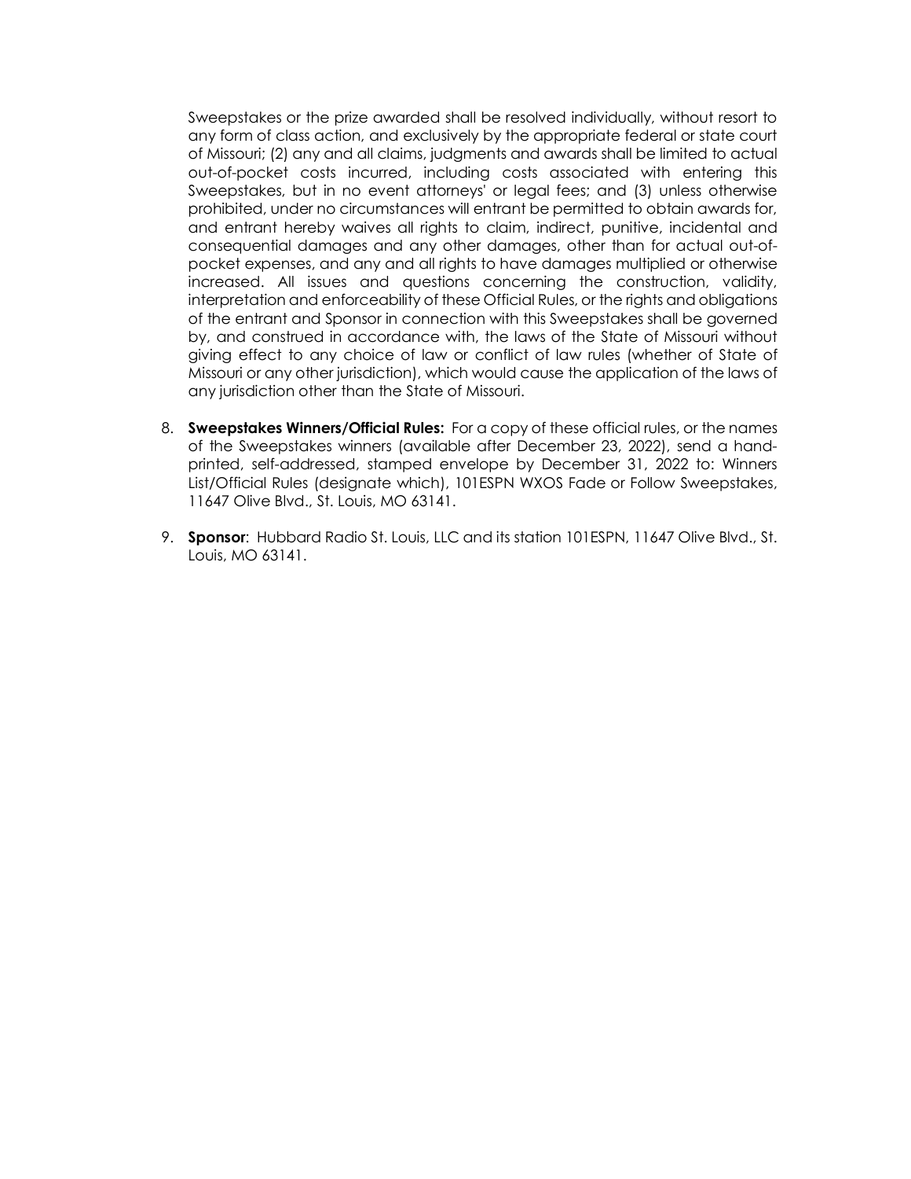Sweepstakes or the prize awarded shall be resolved individually, without resort to any form of class action, and exclusively by the appropriate federal or state court of Missouri; (2) any and all claims, judgments and awards shall be limited to actual out-of-pocket costs incurred, including costs associated with entering this Sweepstakes, but in no event attorneys' or legal fees; and (3) unless otherwise prohibited, under no circumstances will entrant be permitted to obtain awards for, and entrant hereby waives all rights to claim, indirect, punitive, incidental and consequential damages and any other damages, other than for actual out-of-pocket expenses, and any and all rights to have damages multiplied or otherwise increased. All issues and questions concerning the construction, validity, interpretation and enforceability of these Official Rules, or the rights and obligations of the entrant and Sponsor in connection with this Sweepstakes shall be governed by, and construed in accordance with, the laws of the State of Missouri without giving effect to any choice of law or conflict of law rules (whether of State of Missouri or any other jurisdiction), which would cause the application of the laws of any jurisdiction other than the State of Missouri.

8. **Sweepstakes Winners/Official Rules:** For a copy of these official rules, or the names of the Sweepstakes winners (available after December 23, 2022), send a hand-printed, self-addressed, stamped envelope by December 31, 2022 to: Winners List/Official Rules (designate which), 101ESPN WXOS Fade or Follow Sweepstakes, 11647 Olive Blvd., St. Louis, MO 63141.

9. **Sponsor**: Hubbard Radio St. Louis, LLC and its station 101ESPN, 11647 Olive Blvd., St. Louis, MO 63141.